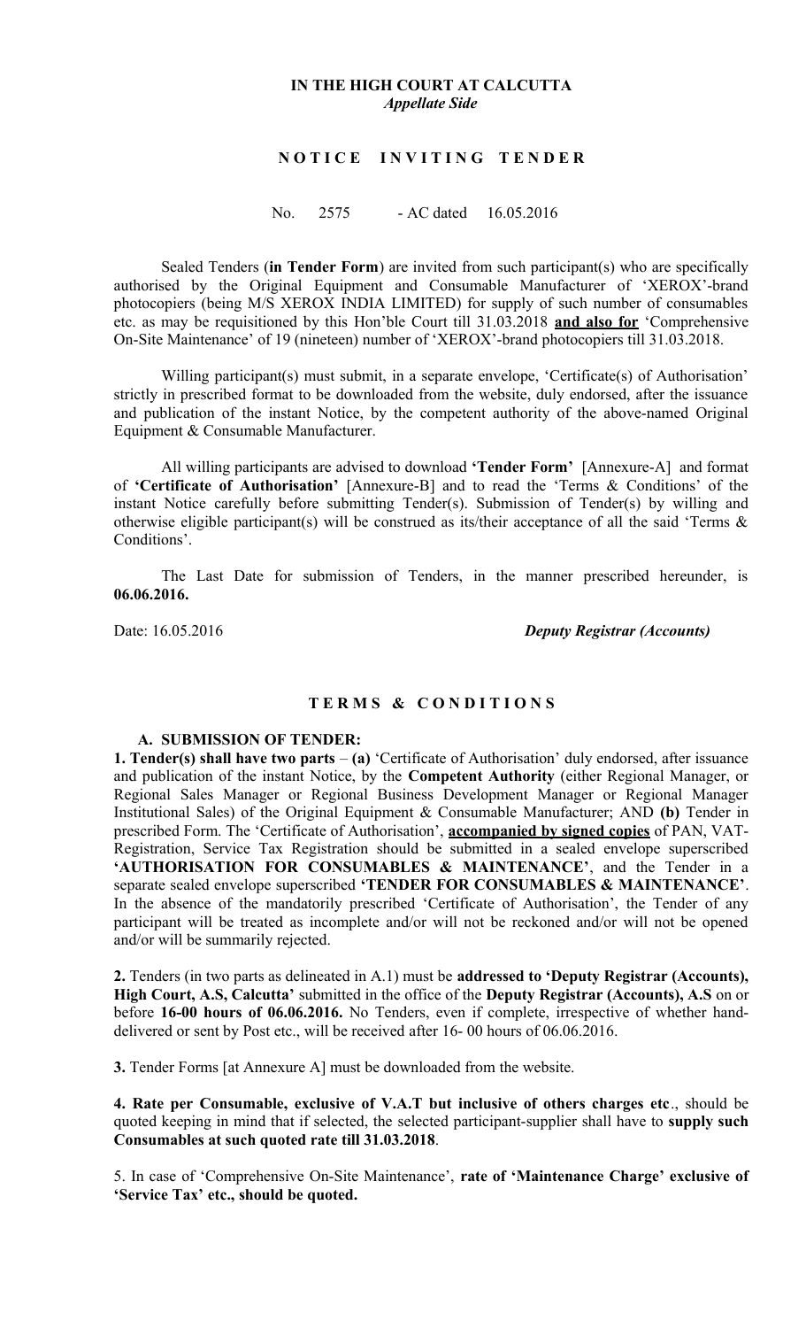**IN THE HIGH COURT AT CALCUTTA**
***Appellate Side***

## N O T I C E   I N V I T I N G   T E N D E R

No. 2575 - AC dated 16.05.2016

Sealed Tenders (**in Tender Form**) are invited from such participant(s) who are specifically authorised by the Original Equipment and Consumable Manufacturer of 'XEROX'-brand photocopiers (being M/S XEROX INDIA LIMITED) for supply of such number of consumables etc. as may be requisitioned by this Hon'ble Court till 31.03.2018 **and also for** 'Comprehensive On-Site Maintenance' of 19 (nineteen) number of 'XEROX'-brand photocopiers till 31.03.2018.

Willing participant(s) must submit, in a separate envelope, 'Certificate(s) of Authorisation' strictly in prescribed format to be downloaded from the website, duly endorsed, after the issuance and publication of the instant Notice, by the competent authority of the above-named Original Equipment & Consumable Manufacturer.

All willing participants are advised to download **'Tender Form'** [Annexure-A] and format of **'Certificate of Authorisation'** [Annexure-B] and to read the 'Terms & Conditions' of the instant Notice carefully before submitting Tender(s). Submission of Tender(s) by willing and otherwise eligible participant(s) will be construed as its/their acceptance of all the said 'Terms & Conditions'.

The Last Date for submission of Tenders, in the manner prescribed hereunder, is **06.06.2016.**

Date: 16.05.2016 ***Deputy Registrar (Accounts)***

## T E R M S & C O N D I T I O N S

### A. SUBMISSION OF TENDER:

**1. Tender(s) shall have two parts** – **(a)** 'Certificate of Authorisation' duly endorsed, after issuance and publication of the instant Notice, by the **Competent Authority** (either Regional Manager, or Regional Sales Manager or Regional Business Development Manager or Regional Manager Institutional Sales) of the Original Equipment & Consumable Manufacturer; AND **(b)** Tender in prescribed Form. The 'Certificate of Authorisation', **accompanied by signed copies** of PAN, VAT-Registration, Service Tax Registration should be submitted in a sealed envelope superscribed **'AUTHORISATION FOR CONSUMABLES & MAINTENANCE'**, and the Tender in a separate sealed envelope superscribed **'TENDER FOR CONSUMABLES & MAINTENANCE'**. In the absence of the mandatorily prescribed 'Certificate of Authorisation', the Tender of any participant will be treated as incomplete and/or will not be reckoned and/or will not be opened and/or will be summarily rejected.

**2.** Tenders (in two parts as delineated in A.1) must be **addressed to 'Deputy Registrar (Accounts), High Court, A.S, Calcutta'** submitted in the office of the **Deputy Registrar (Accounts), A.S** on or before **16-00 hours of 06.06.2016.** No Tenders, even if complete, irrespective of whether hand-delivered or sent by Post etc., will be received after 16- 00 hours of 06.06.2016.

**3.** Tender Forms [at Annexure A] must be downloaded from the website.

**4. Rate per Consumable, exclusive of V.A.T but inclusive of others charges etc**., should be quoted keeping in mind that if selected, the selected participant-supplier shall have to **supply such Consumables at such quoted rate till 31.03.2018**.

5. In case of 'Comprehensive On-Site Maintenance', **rate of 'Maintenance Charge' exclusive of 'Service Tax' etc., should be quoted.**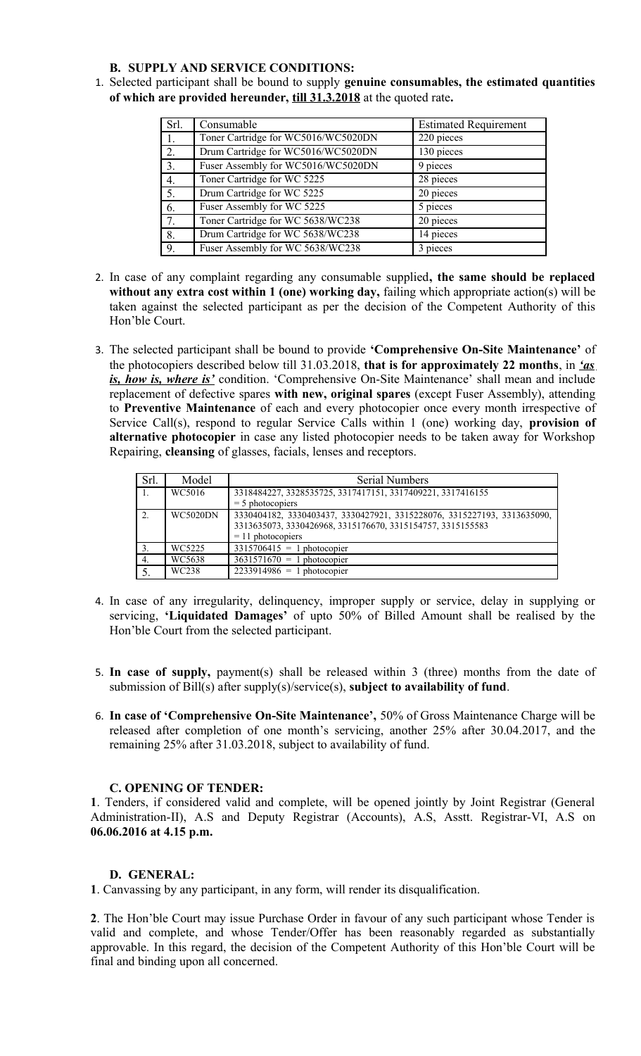### B. SUPPLY AND SERVICE CONDITIONS:

1. Selected participant shall be bound to supply **genuine consumables, the estimated quantities of which are provided hereunder, <u>till 31.3.2018</u>** at the quoted rate**.**

| Srl. | Consumable | Estimated Requirement |
|---|---|---|
| 1. | Toner Cartridge for WC5016/WC5020DN | 220 pieces |
| 2. | Drum Cartridge for WC5016/WC5020DN | 130 pieces |
| 3. | Fuser Assembly for WC5016/WC5020DN | 9 pieces |
| 4. | Toner Cartridge for WC 5225 | 28 pieces |
| 5. | Drum Cartridge for WC 5225 | 20 pieces |
| 6. | Fuser Assembly for WC 5225 | 5 pieces |
| 7. | Toner Cartridge for WC 5638/WC238 | 20 pieces |
| 8. | Drum Cartridge for WC 5638/WC238 | 14 pieces |
| 9. | Fuser Assembly for WC 5638/WC238 | 3 pieces |

2. In case of any complaint regarding any consumable supplied**, the same should be replaced without any extra cost within 1 (one) working day,** failing which appropriate action(s) will be taken against the selected participant as per the decision of the Competent Authority of this Hon'ble Court.

3. The selected participant shall be bound to provide **'Comprehensive On-Site Maintenance'** of the photocopiers described below till 31.03.2018, **that is for approximately 22 months**, in ***<u>'as is, how is, where is'</u>*** condition. 'Comprehensive On-Site Maintenance' shall mean and include replacement of defective spares **with new, original spares** (except Fuser Assembly), attending to **Preventive Maintenance** of each and every photocopier once every month irrespective of Service Call(s), respond to regular Service Calls within 1 (one) working day, **provision of alternative photocopier** in case any listed photocopier needs to be taken away for Workshop Repairing, **cleansing** of glasses, facials, lenses and receptors.

| Srl. | Model | Serial Numbers |
|---|---|---|
| 1. | WC5016 | 3318484227, 3328535725, 3317417151, 3317409221, 3317416155 = 5 photocopiers |
| 2. | WC5020DN | 3330404182, 3330403437, 3330427921, 3315228076, 3315227193, 3313635090, 3313635073, 3330426968, 3315176670, 3315154757, 3315155583 = 11 photocopiers |
| 3. | WC5225 | 3315706415 = 1 photocopier |
| 4. | WC5638 | 3631571670 = 1 photocopier |
| 5. | WC238 | 2233914986 = 1 photocopier |

4. In case of any irregularity, delinquency, improper supply or service, delay in supplying or servicing, **'Liquidated Damages'** of upto 50% of Billed Amount shall be realised by the Hon'ble Court from the selected participant.

5. **In case of supply,** payment(s) shall be released within 3 (three) months from the date of submission of Bill(s) after supply(s)/service(s), **subject to availability of fund**.

6. **In case of 'Comprehensive On-Site Maintenance',** 50% of Gross Maintenance Charge will be released after completion of one month's servicing, another 25% after 30.04.2017, and the remaining 25% after 31.03.2018, subject to availability of fund.

### C. OPENING OF TENDER:

**1**. Tenders, if considered valid and complete, will be opened jointly by Joint Registrar (General Administration-II), A.S and Deputy Registrar (Accounts), A.S, Asstt. Registrar-VI, A.S on **06.06.2016 at 4.15 p.m.**

### D. GENERAL:

**1**. Canvassing by any participant, in any form, will render its disqualification.

**2**. The Hon'ble Court may issue Purchase Order in favour of any such participant whose Tender is valid and complete, and whose Tender/Offer has been reasonably regarded as substantially approvable. In this regard, the decision of the Competent Authority of this Hon'ble Court will be final and binding upon all concerned.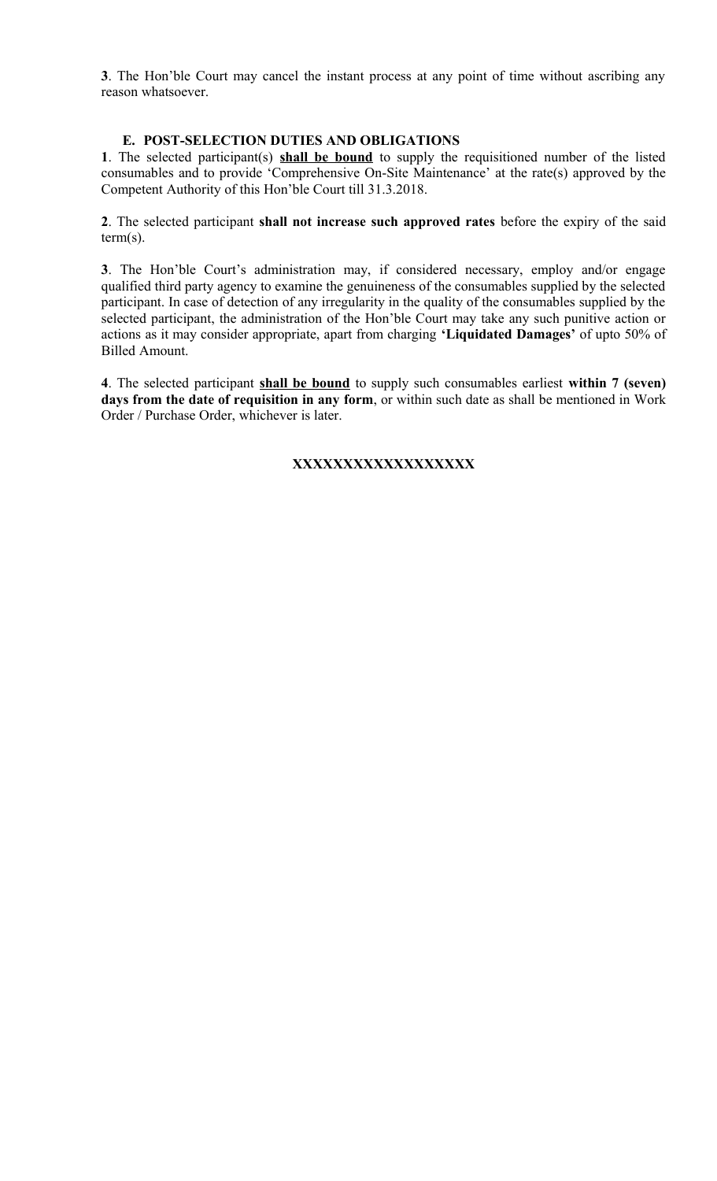**3**. The Hon'ble Court may cancel the instant process at any point of time without ascribing any reason whatsoever.

## E. POST-SELECTION DUTIES AND OBLIGATIONS

**1**. The selected participant(s) **<u>shall be bound</u>** to supply the requisitioned number of the listed consumables and to provide 'Comprehensive On-Site Maintenance' at the rate(s) approved by the Competent Authority of this Hon'ble Court till 31.3.2018.

**2**. The selected participant **shall not increase such approved rates** before the expiry of the said term(s).

**3**. The Hon'ble Court's administration may, if considered necessary, employ and/or engage qualified third party agency to examine the genuineness of the consumables supplied by the selected participant. In case of detection of any irregularity in the quality of the consumables supplied by the selected participant, the administration of the Hon'ble Court may take any such punitive action or actions as it may consider appropriate, apart from charging **'Liquidated Damages'** of upto 50% of Billed Amount.

**4**. The selected participant **<u>shall be bound</u>** to supply such consumables earliest **within 7 (seven) days from the date of requisition in any form**, or within such date as shall be mentioned in Work Order / Purchase Order, whichever is later.

**<u>XXXXXXXXXXXXXXXXXX</u>**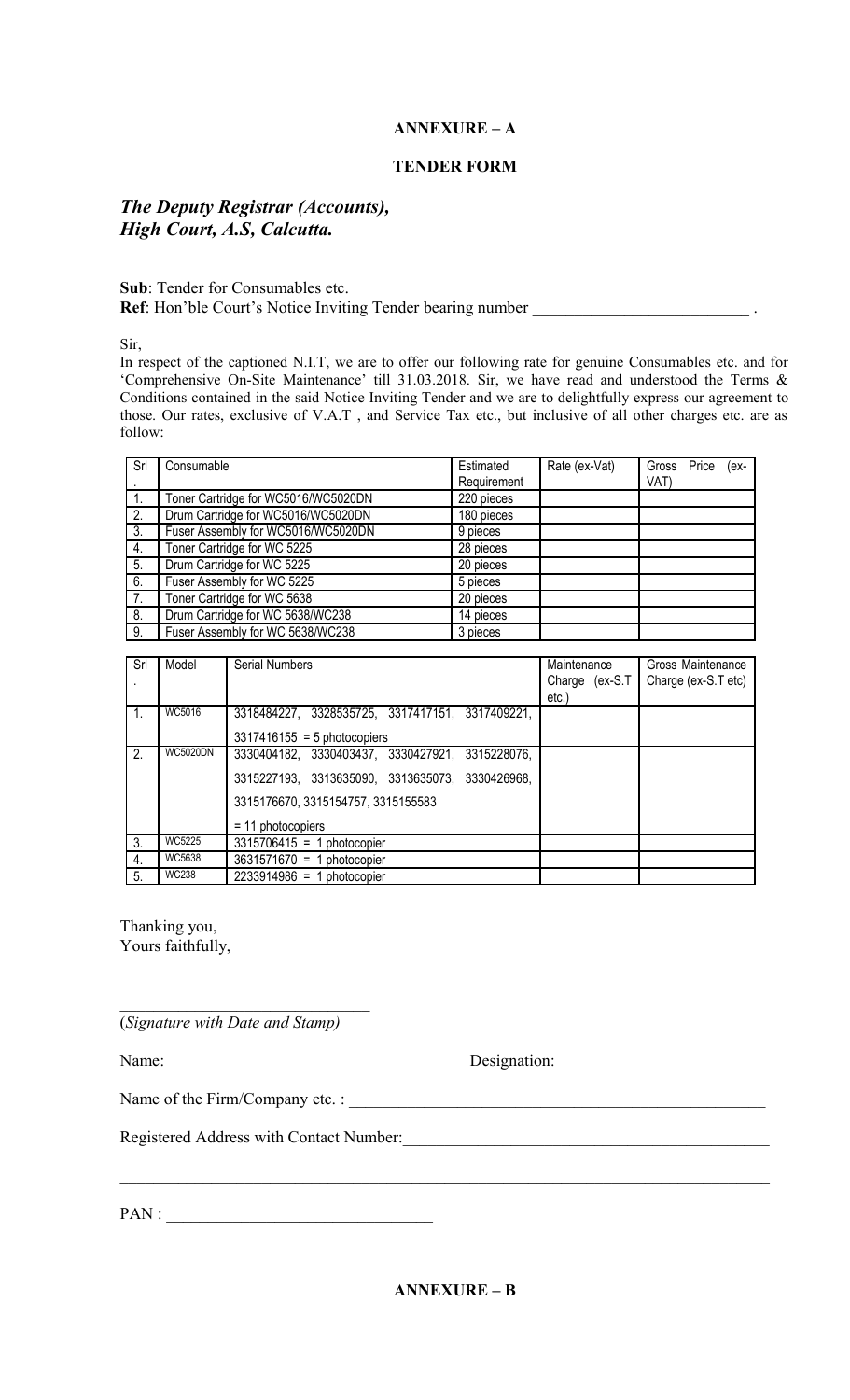**ANNEXURE – A**

**TENDER FORM**

***The Deputy Registrar (Accounts),***
***High Court, A.S, Calcutta.***

**Sub**: Tender for Consumables etc.
**Ref**: Hon'ble Court's Notice Inviting Tender bearing number __________________________ .

Sir,

In respect of the captioned N.I.T, we are to offer our following rate for genuine Consumables etc. and for 'Comprehensive On-Site Maintenance' till 31.03.2018. Sir, we have read and understood the Terms & Conditions contained in the said Notice Inviting Tender and we are to delightfully express our agreement to those. Our rates, exclusive of V.A.T , and Service Tax etc., but inclusive of all other charges etc. are as follow:

| Srl. | Consumable | Estimated Requirement | Rate (ex-Vat) | Gross Price (ex-VAT) |
|---|---|---|---|---|
| 1. | Toner Cartridge for WC5016/WC5020DN | 220 pieces | | |
| 2. | Drum Cartridge for WC5016/WC5020DN | 180 pieces | | |
| 3. | Fuser Assembly for WC5016/WC5020DN | 9 pieces | | |
| 4. | Toner Cartridge for WC 5225 | 28 pieces | | |
| 5. | Drum Cartridge for WC 5225 | 20 pieces | | |
| 6. | Fuser Assembly for WC 5225 | 5 pieces | | |
| 7. | Toner Cartridge for WC 5638 | 20 pieces | | |
| 8. | Drum Cartridge for WC 5638/WC238 | 14 pieces | | |
| 9. | Fuser Assembly for WC 5638/WC238 | 3 pieces | | |

| Srl. | Model | Serial Numbers | Maintenance Charge (ex-S.T etc.) | Gross Maintenance Charge (ex-S.T etc) |
|---|---|---|---|---|
| 1. | WC5016 | 3318484227, 3328535725, 3317417151, 3317409221, 3317416155 = 5 photocopiers | | |
| 2. | WC5020DN | 3330404182, 3330403437, 3330427921, 3315228076, 3315227193, 3313635090, 3313635073, 3330426968, 3315176670, 3315154757, 3315155583 = 11 photocopiers | | |
| 3. | WC5225 | 3315706415 = 1 photocopier | | |
| 4. | WC5638 | 3631571670 = 1 photocopier | | |
| 5. | WC238 | 2233914986 = 1 photocopier | | |

Thanking you,
Yours faithfully,

______________________________
(*Signature with Date and Stamp)*

Name: Designation:

Name of the Firm/Company etc. : ____________________________________________________

Registered Address with Contact Number:_____________________________________________

_______________________________________________________________________________

PAN : ________________________________

**ANNEXURE – B**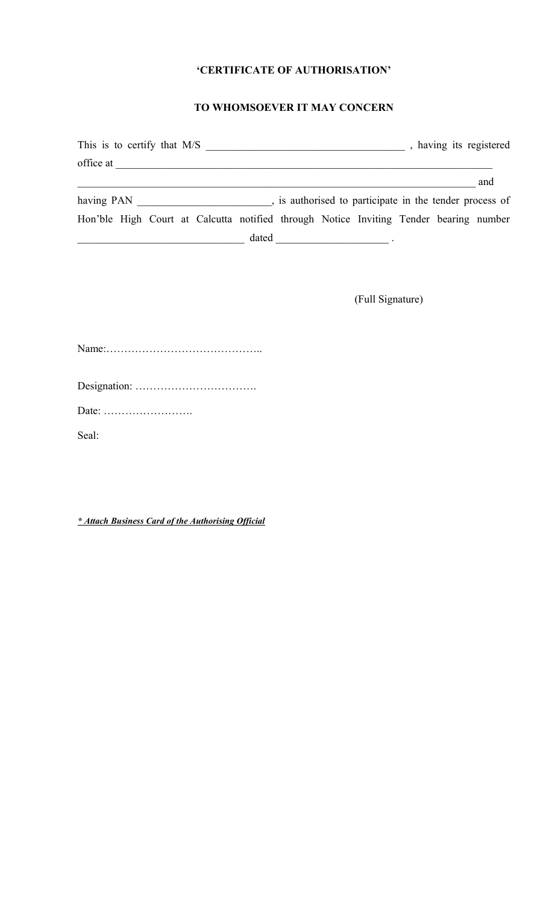**‘CERTIFICATE OF AUTHORISATION’**

**TO WHOMSOEVER IT MAY CONCERN**

This is to certify that M/S ____________________________________ , having its registered office at _________________________________________________________________________ ____________________________________________________________________________ and having PAN ________________________, is authorised to participate in the tender process of Hon’ble High Court at Calcutta notified through Notice Inviting Tender bearing number ______________________________ dated ____________________ .

(Full Signature)

Name:……………………………………..

Designation: …………………………….

Date: …………………….

Seal:

***<u>* Attach Business Card of the Authorising Official</u>***